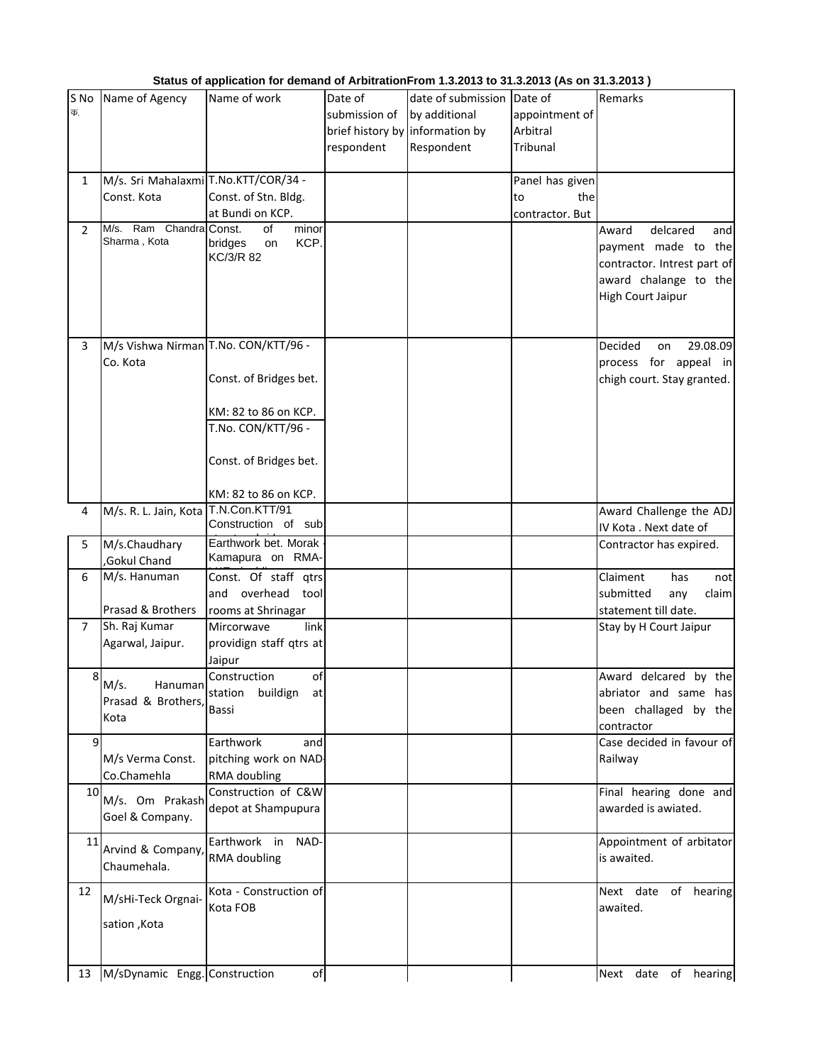**Status of application for demand of ArbitrationFrom 1.3.2013 to 31.3.2013 (As on 31.3.2013 )**

| S No क. | Name of Agency | Name of work | Date of submission of brief history by respondent | date of submission by additional information by Respondent | Date of appointment of Arbitral Tribunal | Remarks |
|---|---|---|---|---|---|---|
| 1 | M/s. Sri Mahalaxmi Const. Kota | T.No.KTT/COR/34 - Const. of Stn. Bldg. at Bundi on KCP. | | | Panel has given to the contractor. But | |
| 2 | M/s. Ram Chandra Sharma , Kota | Const. of minor bridges on KCP. KC/3/R 82 | | | | Award delcared and payment made to the contractor. Intrest part of award chalange to the High Court Jaipur |
| 3 | M/s Vishwa Nirman Co. Kota | T.No. CON/KTT/96 - Const. of Bridges bet. KM: 82 to 86 on KCP. T.No. CON/KTT/96 - Const. of Bridges bet. KM: 82 to 86 on KCP. | | | | Decided on 29.08.09 process for appeal in chigh court. Stay granted. |
| 4 | M/s. R. L. Jain, Kota | T.N.Con.KTT/91 Construction of sub | | | | Award Challenge the ADJ IV Kota . Next date of |
| 5 | M/s.Chaudhary ,Gokul Chand | Earthwork bet. Morak - Kamapura on RMA- | | | | Contractor has expired. |
| 6 | M/s. Hanuman Prasad & Brothers | Const. Of staff qtrs and overhead tool rooms at Shrinagar | | | | Claiment has not submitted any claim statement till date. |
| 7 | Sh. Raj Kumar Agarwal, Jaipur. | Mircorwave link providign staff qtrs at Jaipur | | | | Stay by H Court Jaipur |
| 8 | M/s. Hanuman Prasad & Brothers, Kota | Construction of station buildign at Bassi | | | | Award delcared by the abriator and same has been challaged by the contractor |
| 9 | M/s Verma Const. Co.Chamehla | Earthwork and pitching work on NAD-RMA doubling | | | | Case decided in favour of Railway |
| 10 | M/s. Om Prakash Goel & Company. | Construction of C&W depot at Shampupura | | | | Final hearing done and awarded is awiated. |
| 11 | Arvind & Company, Chaumehala. | Earthwork in NAD-RMA doubling | | | | Appointment of arbitator is awaited. |
| 12 | M/sHi-Teck Orgnai-sation ,Kota | Kota - Construction of Kota FOB | | | | Next date of hearing awaited. |
| 13 | M/sDynamic Engg. | Construction of | | | | Next date of hearing |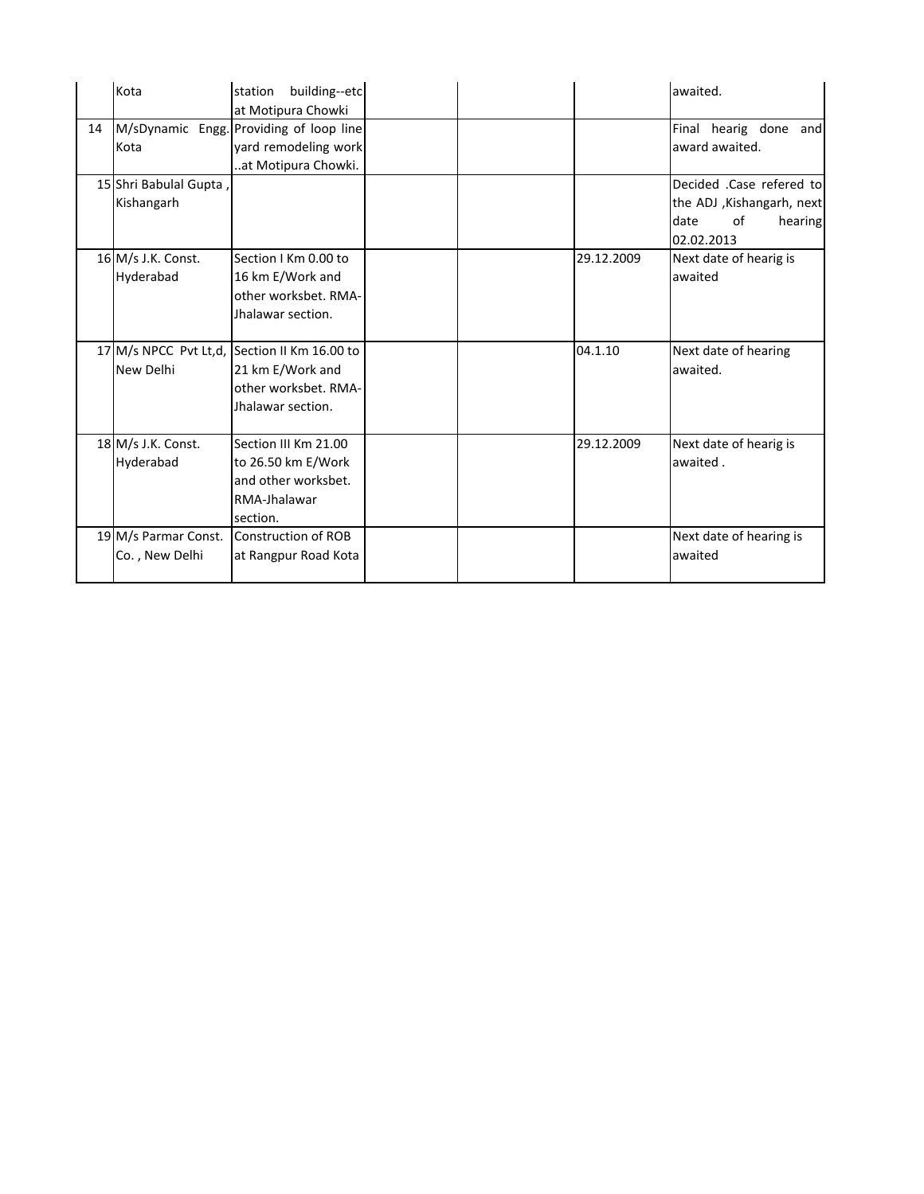| | | | | | | |
|---|---|---|---|---|---|---|
| | Kota | station building--etc at Motipura Chowki | | | | awaited. |
| 14 | M/sDynamic Engg. Kota | Providing of loop line yard remodeling work ..at Motipura Chowki. | | | | Final hearig done and award awaited. |
| 15 | Shri Babulal Gupta , Kishangarh | | | | | Decided .Case refered to the ADJ ,Kishangarh, next date of hearing 02.02.2013 |
| 16 | M/s J.K. Const. Hyderabad | Section I Km 0.00 to 16 km E/Work and other worksbet. RMA-Jhalawar section. | | | 29.12.2009 | Next date of hearig is awaited |
| 17 | M/s NPCC Pvt Lt,d, New Delhi | Section II Km 16.00 to 21 km E/Work and other worksbet. RMA-Jhalawar section. | | | 04.1.10 | Next date of hearing awaited. |
| 18 | M/s J.K. Const. Hyderabad | Section III Km 21.00 to 26.50 km E/Work and other worksbet. RMA-Jhalawar section. | | | 29.12.2009 | Next date of hearig is awaited . |
| 19 | M/s Parmar Const. Co. , New Delhi | Construction of ROB at Rangpur Road Kota | | | | Next date of hearing is awaited |